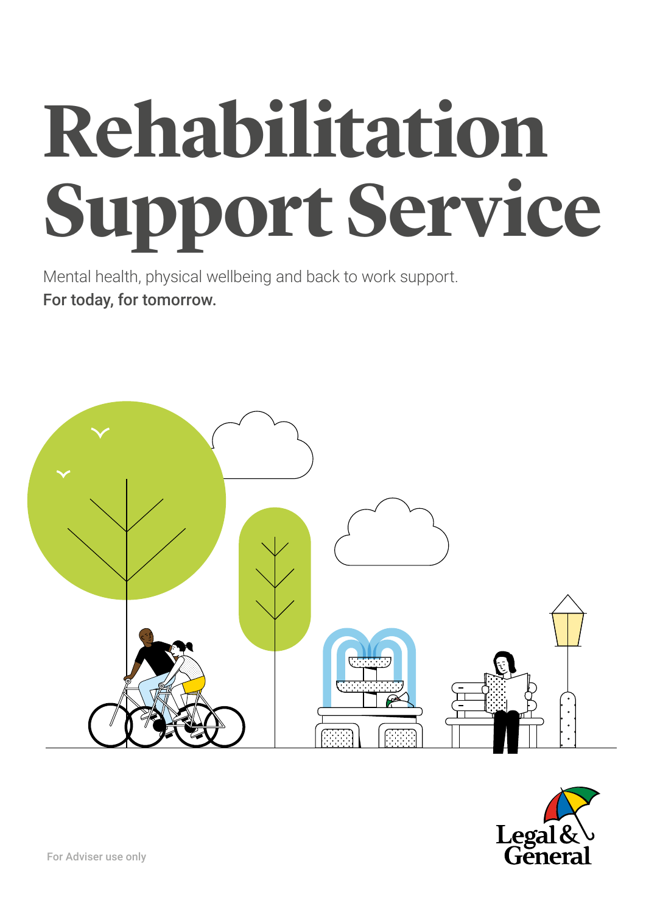# Rehabilitation Support Service

Mental health, physical wellbeing and back to work support.

**For today, for tomorrow.**

For Adviser use only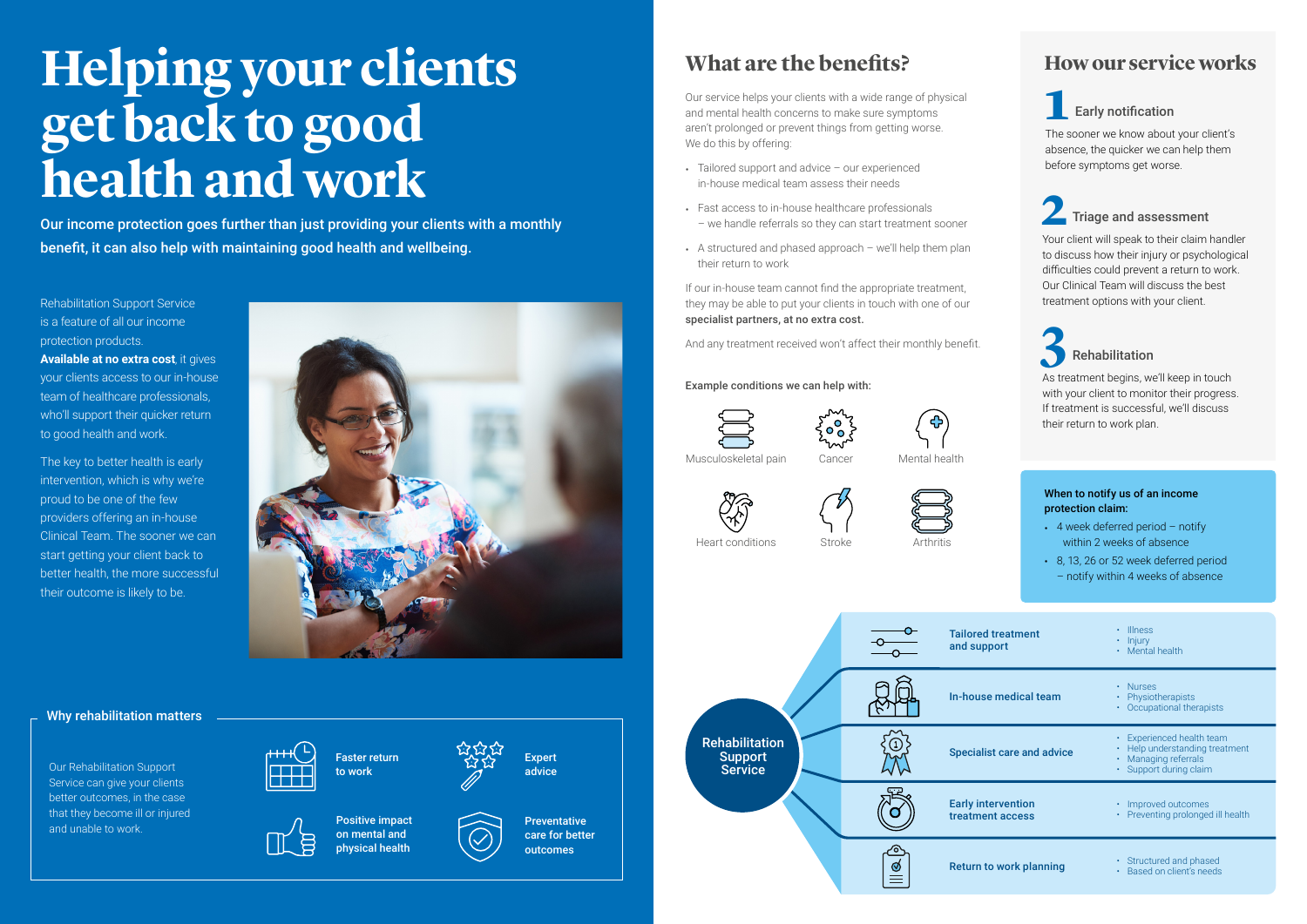# Helping your clients get back to good health and work

**Our income protection goes further than just providing your clients with a monthly benefit, it can also help with maintaining good health and wellbeing.**

Rehabilitation Support Service is a feature of all our income protection products. **Available at no extra cost**, it gives your clients access to our in-house team of healthcare professionals, who'll support their quicker return to good health and work.

The key to better health is early intervention, which is why we're proud to be one of the few providers offering an in-house Clinical Team. The sooner we can start getting your client back to better health, the more successful their outcome is likely to be.

### Why rehabilitation matters

Our Rehabilitation Support Service can give your clients better outcomes, in the case that they become ill or injured and unable to work.

- **Faster return to work**
- **Expert advice**
- **Positive impact on mental and physical health**
- **Preventative care for better outcomes**

## What are the benefits?

Our service helps your clients with a wide range of physical and mental health concerns to make sure symptoms aren't prolonged or prevent things from getting worse. We do this by offering:

- Tailored support and advice – our experienced in-house medical team assess their needs
- Fast access to in-house healthcare professionals – we handle referrals so they can start treatment sooner
- A structured and phased approach – we'll help them plan their return to work

If our in-house team cannot find the appropriate treatment, they may be able to put your clients in touch with one of our **specialist partners, at no extra cost.**

And any treatment received won't affect their monthly benefit.

**Example conditions we can help with:**

- Musculoskeletal pain
- Cancer
- Mental health
- Heart conditions
- Stroke
- Arthritis

## How our service works

### 1 Early notification

The sooner we know about your client's absence, the quicker we can help them before symptoms get worse.

### 2 Triage and assessment

Your client will speak to their claim handler to discuss how their injury or psychological difficulties could prevent a return to work. Our Clinical Team will discuss the best treatment options with your client.

### 3 Rehabilitation

As treatment begins, we'll keep in touch with your client to monitor their progress. If treatment is successful, we'll discuss their return to work plan.

**When to notify us of an income protection claim:**

- 4 week deferred period – notify within 2 weeks of absence
- 8, 13, 26 or 52 week deferred period – notify within 4 weeks of absence

### Rehabilitation Support Service

| | |
|---|---|
| **Tailored treatment and support** | • Illness<br>• Injury<br>• Mental health |
| **In-house medical team** | • Nurses<br>• Physiotherapists<br>• Occupational therapists |
| **Specialist care and advice** | • Experienced health team<br>• Help understanding treatment<br>• Managing referrals<br>• Support during claim |
| **Early intervention treatment access** | • Improved outcomes<br>• Preventing prolonged ill health |
| **Return to work planning** | • Structured and phased<br>• Based on client's needs |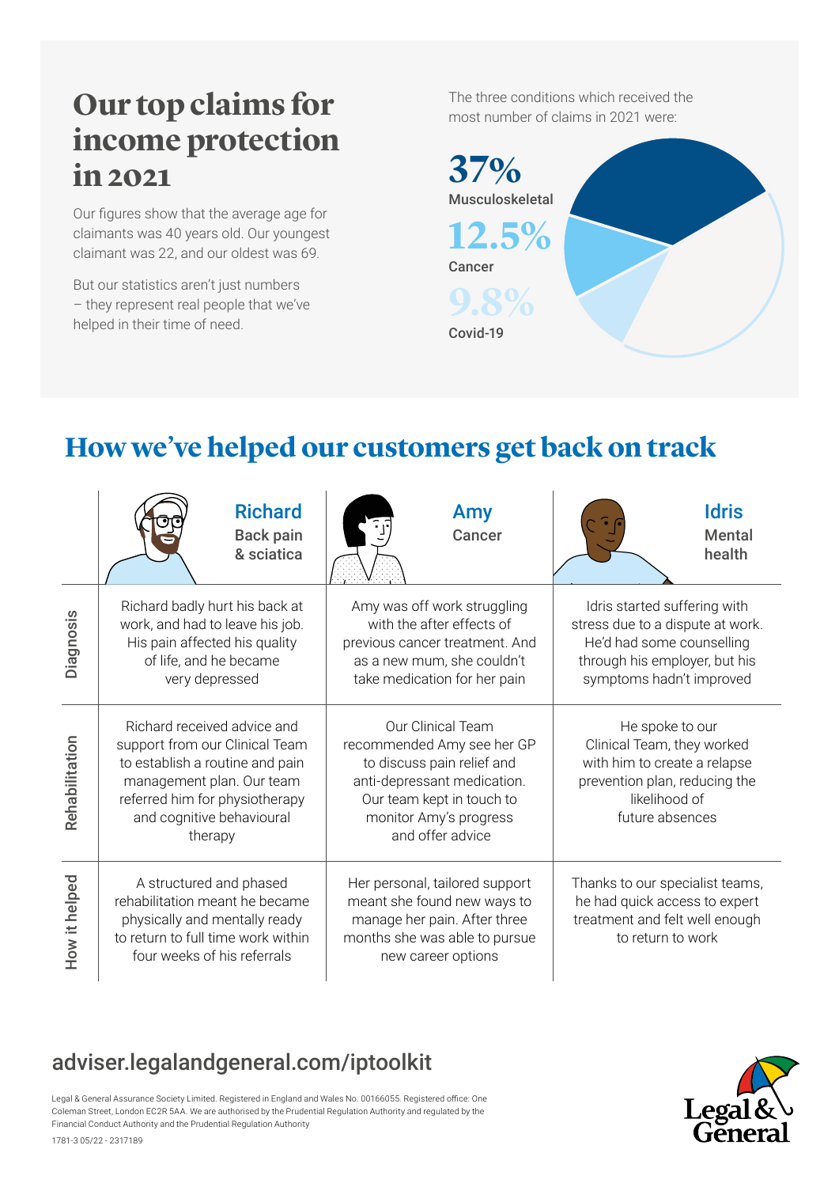# Our top claims for income protection in 2021

Our figures show that the average age for claimants was 40 years old. Our youngest claimant was 22, and our oldest was 69.

But our statistics aren't just numbers – they represent real people that we've helped in their time of need.

The three conditions which received the most number of claims in 2021 were:

**37%**
Musculoskeletal

**12.5%**
Cancer

**9.8%**
Covid-19

## How we've helped our customers get back on track

| | Richard<br>Back pain & sciatica | Amy<br>Cancer | Idris<br>Mental health |
|---|---|---|---|
| Diagnosis | Richard badly hurt his back at work, and had to leave his job. His pain affected his quality of life, and he became very depressed | Amy was off work struggling with the after effects of previous cancer treatment. And as a new mum, she couldn't take medication for her pain | Idris started suffering with stress due to a dispute at work. He'd had some counselling through his employer, but his symptoms hadn't improved |
| Rehabilitation | Richard received advice and support from our Clinical Team to establish a routine and pain management plan. Our team referred him for physiotherapy and cognitive behavioural therapy | Our Clinical Team recommended Amy see her GP to discuss pain relief and anti-depressant medication. Our team kept in touch to monitor Amy's progress and offer advice | He spoke to our Clinical Team, they worked with him to create a relapse prevention plan, reducing the likelihood of future absences |
| How it helped | A structured and phased rehabilitation meant he became physically and mentally ready to return to full time work within four weeks of his referrals | Her personal, tailored support meant she found new ways to manage her pain. After three months she was able to pursue new career options | Thanks to our specialist teams, he had quick access to expert treatment and felt well enough to return to work |

## adviser.legalandgeneral.com/iptoolkit

Legal & General Assurance Society Limited. Registered in England and Wales No. 00166055. Registered office: One Coleman Street, London EC2R 5AA. We are authorised by the Prudential Regulation Authority and regulated by the Financial Conduct Authority and the Prudential Regulation Authority

1781-3 05/22 - 2317189

Legal & General